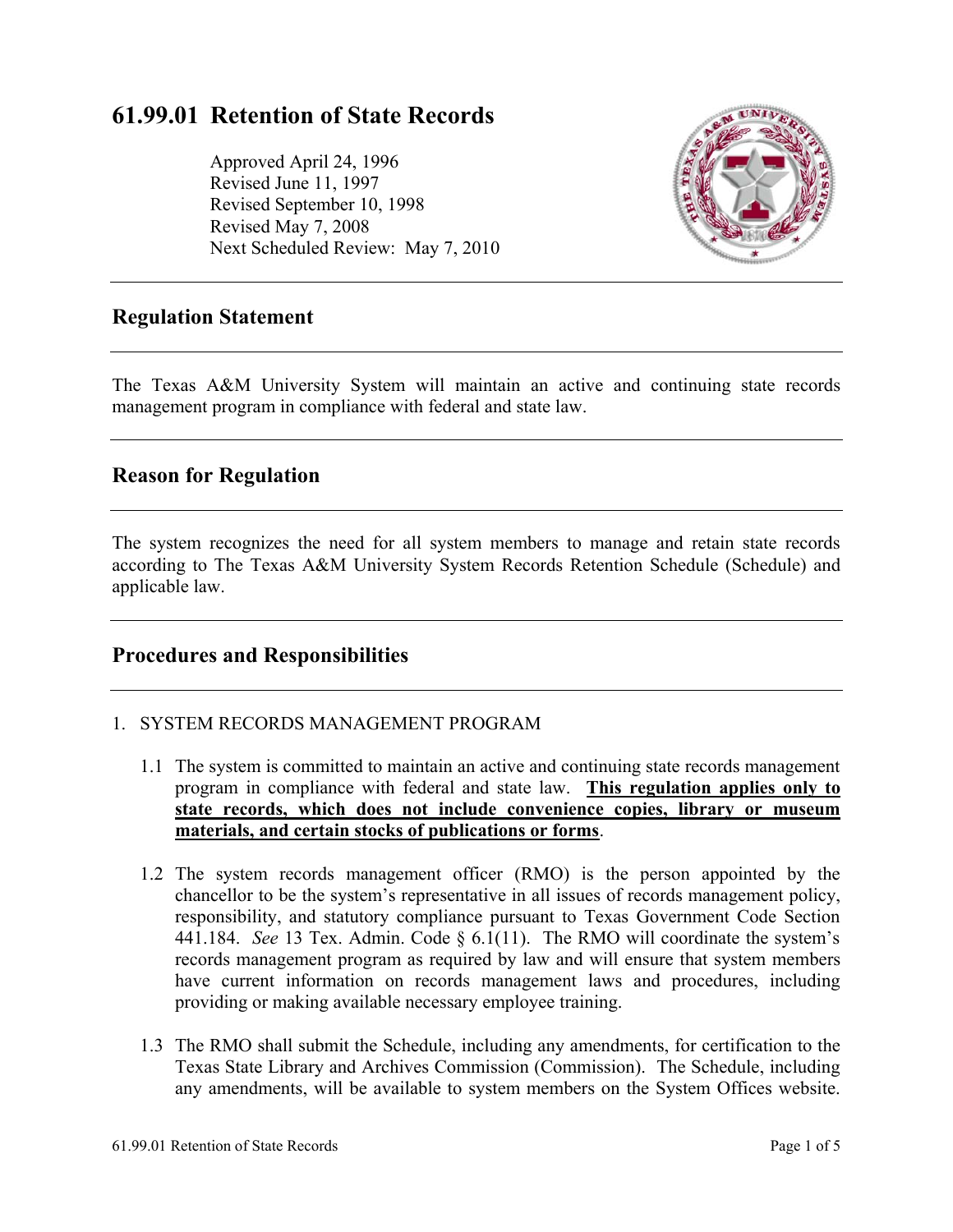# 61.99.01 Retention of State Records

Approved April 24, 1996
Revised June 11, 1997
Revised September 10, 1998
Revised May 7, 2008
Next Scheduled Review: May 7, 2010

## Regulation Statement

The Texas A&M University System will maintain an active and continuing state records management program in compliance with federal and state law.

## Reason for Regulation

The system recognizes the need for all system members to manage and retain state records according to The Texas A&M University System Records Retention Schedule (Schedule) and applicable law.

## Procedures and Responsibilities

1. SYSTEM RECORDS MANAGEMENT PROGRAM

   1.1 The system is committed to maintain an active and continuing state records management program in compliance with federal and state law. **<u>This regulation applies only to state records, which does not include convenience copies, library or museum materials, and certain stocks of publications or forms</u>**.

   1.2 The system records management officer (RMO) is the person appointed by the chancellor to be the system's representative in all issues of records management policy, responsibility, and statutory compliance pursuant to Texas Government Code Section 441.184. *See* 13 Tex. Admin. Code § 6.1(11). The RMO will coordinate the system's records management program as required by law and will ensure that system members have current information on records management laws and procedures, including providing or making available necessary employee training.

   1.3 The RMO shall submit the Schedule, including any amendments, for certification to the Texas State Library and Archives Commission (Commission). The Schedule, including any amendments, will be available to system members on the System Offices website.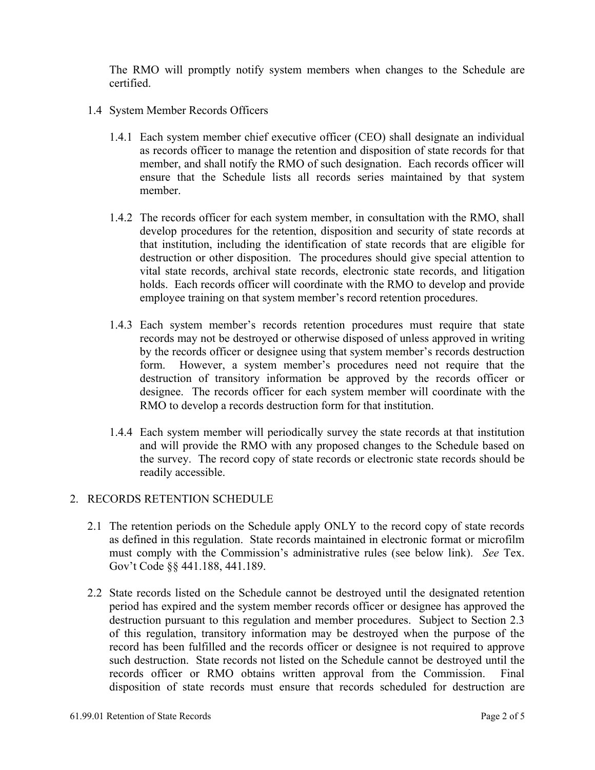The RMO will promptly notify system members when changes to the Schedule are certified.

1.4 System Member Records Officers

1.4.1 Each system member chief executive officer (CEO) shall designate an individual as records officer to manage the retention and disposition of state records for that member, and shall notify the RMO of such designation. Each records officer will ensure that the Schedule lists all records series maintained by that system member.

1.4.2 The records officer for each system member, in consultation with the RMO, shall develop procedures for the retention, disposition and security of state records at that institution, including the identification of state records that are eligible for destruction or other disposition. The procedures should give special attention to vital state records, archival state records, electronic state records, and litigation holds. Each records officer will coordinate with the RMO to develop and provide employee training on that system member's record retention procedures.

1.4.3 Each system member's records retention procedures must require that state records may not be destroyed or otherwise disposed of unless approved in writing by the records officer or designee using that system member's records destruction form. However, a system member's procedures need not require that the destruction of transitory information be approved by the records officer or designee. The records officer for each system member will coordinate with the RMO to develop a records destruction form for that institution.

1.4.4 Each system member will periodically survey the state records at that institution and will provide the RMO with any proposed changes to the Schedule based on the survey. The record copy of state records or electronic state records should be readily accessible.

## 2. RECORDS RETENTION SCHEDULE

2.1 The retention periods on the Schedule apply ONLY to the record copy of state records as defined in this regulation. State records maintained in electronic format or microfilm must comply with the Commission's administrative rules (see below link). *See* Tex. Gov't Code §§ 441.188, 441.189.

2.2 State records listed on the Schedule cannot be destroyed until the designated retention period has expired and the system member records officer or designee has approved the destruction pursuant to this regulation and member procedures. Subject to Section 2.3 of this regulation, transitory information may be destroyed when the purpose of the record has been fulfilled and the records officer or designee is not required to approve such destruction. State records not listed on the Schedule cannot be destroyed until the records officer or RMO obtains written approval from the Commission. Final disposition of state records must ensure that records scheduled for destruction are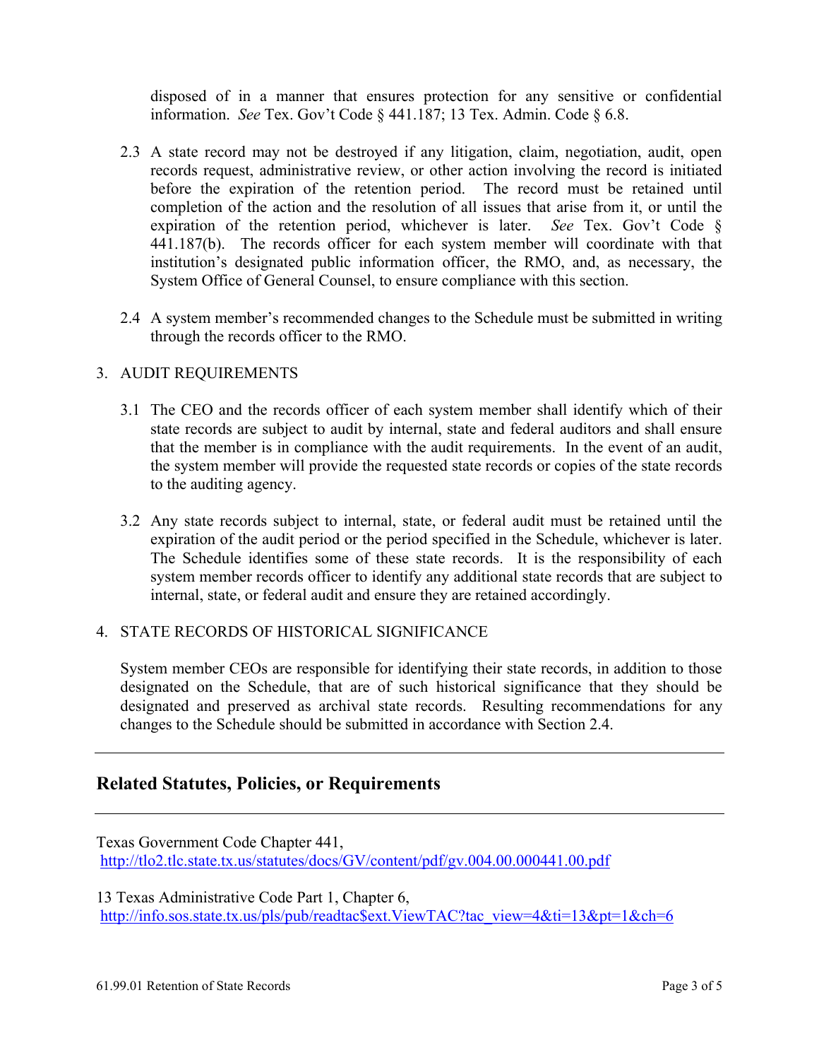disposed of in a manner that ensures protection for any sensitive or confidential information. *See* Tex. Gov't Code § 441.187; 13 Tex. Admin. Code § 6.8.

2.3 A state record may not be destroyed if any litigation, claim, negotiation, audit, open records request, administrative review, or other action involving the record is initiated before the expiration of the retention period. The record must be retained until completion of the action and the resolution of all issues that arise from it, or until the expiration of the retention period, whichever is later. *See* Tex. Gov't Code § 441.187(b). The records officer for each system member will coordinate with that institution's designated public information officer, the RMO, and, as necessary, the System Office of General Counsel, to ensure compliance with this section.

2.4 A system member's recommended changes to the Schedule must be submitted in writing through the records officer to the RMO.

3. AUDIT REQUIREMENTS

3.1 The CEO and the records officer of each system member shall identify which of their state records are subject to audit by internal, state and federal auditors and shall ensure that the member is in compliance with the audit requirements. In the event of an audit, the system member will provide the requested state records or copies of the state records to the auditing agency.

3.2 Any state records subject to internal, state, or federal audit must be retained until the expiration of the audit period or the period specified in the Schedule, whichever is later. The Schedule identifies some of these state records. It is the responsibility of each system member records officer to identify any additional state records that are subject to internal, state, or federal audit and ensure they are retained accordingly.

4. STATE RECORDS OF HISTORICAL SIGNIFICANCE

System member CEOs are responsible for identifying their state records, in addition to those designated on the Schedule, that are of such historical significance that they should be designated and preserved as archival state records. Resulting recommendations for any changes to the Schedule should be submitted in accordance with Section 2.4.

---

## Related Statutes, Policies, or Requirements

---

Texas Government Code Chapter 441,
http://tlo2.tlc.state.tx.us/statutes/docs/GV/content/pdf/gv.004.00.000441.00.pdf

13 Texas Administrative Code Part 1, Chapter 6,
http://info.sos.state.tx.us/pls/pub/readtac$ext.ViewTAC?tac_view=4&ti=13&pt=1&ch=6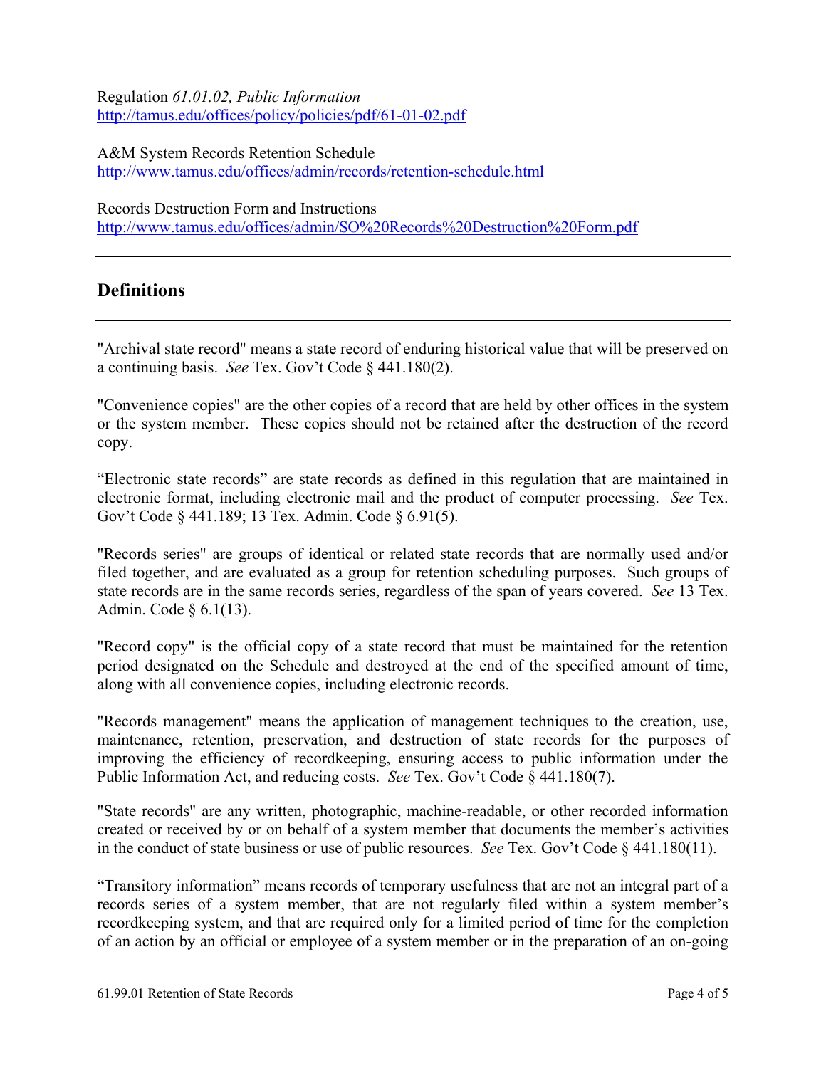Regulation *61.01.02, Public Information*
http://tamus.edu/offices/policy/policies/pdf/61-01-02.pdf

A&M System Records Retention Schedule
http://www.tamus.edu/offices/admin/records/retention-schedule.html

Records Destruction Form and Instructions
http://www.tamus.edu/offices/admin/SO%20Records%20Destruction%20Form.pdf

---

## Definitions

---

"Archival state record" means a state record of enduring historical value that will be preserved on a continuing basis. *See* Tex. Gov't Code § 441.180(2).

"Convenience copies" are the other copies of a record that are held by other offices in the system or the system member. These copies should not be retained after the destruction of the record copy.

"Electronic state records" are state records as defined in this regulation that are maintained in electronic format, including electronic mail and the product of computer processing. *See* Tex. Gov't Code § 441.189; 13 Tex. Admin. Code § 6.91(5).

"Records series" are groups of identical or related state records that are normally used and/or filed together, and are evaluated as a group for retention scheduling purposes. Such groups of state records are in the same records series, regardless of the span of years covered. *See* 13 Tex. Admin. Code § 6.1(13).

"Record copy" is the official copy of a state record that must be maintained for the retention period designated on the Schedule and destroyed at the end of the specified amount of time, along with all convenience copies, including electronic records.

"Records management" means the application of management techniques to the creation, use, maintenance, retention, preservation, and destruction of state records for the purposes of improving the efficiency of recordkeeping, ensuring access to public information under the Public Information Act, and reducing costs. *See* Tex. Gov't Code § 441.180(7).

"State records" are any written, photographic, machine-readable, or other recorded information created or received by or on behalf of a system member that documents the member's activities in the conduct of state business or use of public resources. *See* Tex. Gov't Code § 441.180(11).

"Transitory information" means records of temporary usefulness that are not an integral part of a records series of a system member, that are not regularly filed within a system member's recordkeeping system, and that are required only for a limited period of time for the completion of an action by an official or employee of a system member or in the preparation of an on-going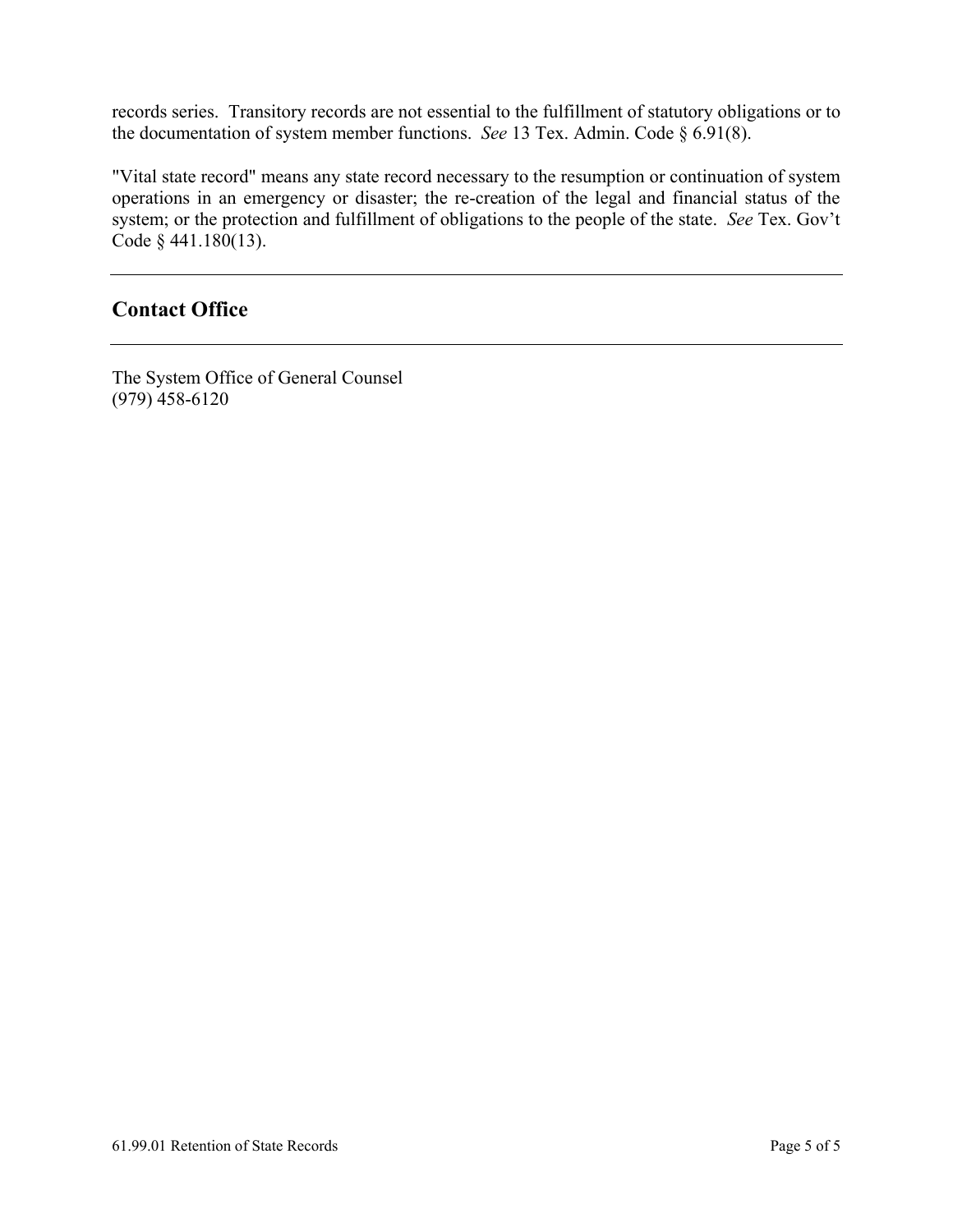records series. Transitory records are not essential to the fulfillment of statutory obligations or to the documentation of system member functions. *See* 13 Tex. Admin. Code § 6.91(8).

"Vital state record" means any state record necessary to the resumption or continuation of system operations in an emergency or disaster; the re-creation of the legal and financial status of the system; or the protection and fulfillment of obligations to the people of the state. *See* Tex. Gov't Code § 441.180(13).

## Contact Office

The System Office of General Counsel
(979) 458-6120